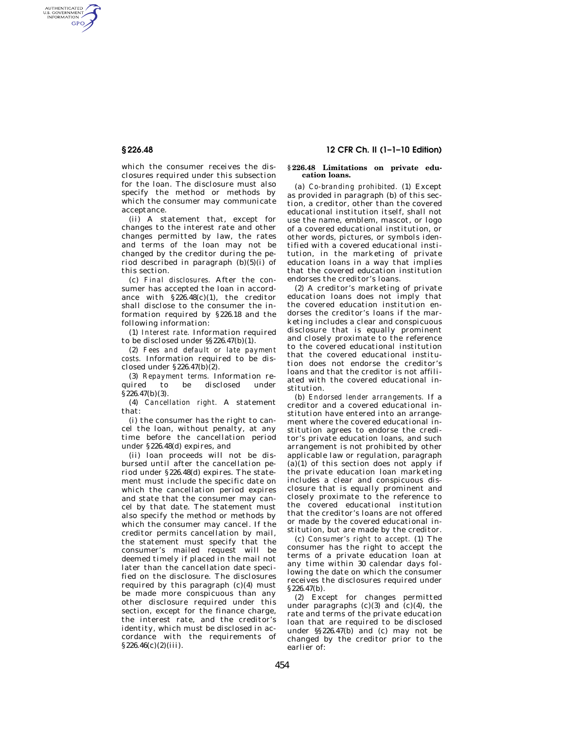which the consumer receives the disclosures required under this subsection for the loan. The disclosure must also specify the method or methods by which the consumer may communicate acceptance.

(ii) A statement that, except for changes to the interest rate and other changes permitted by law, the rates and terms of the loan may not be changed by the creditor during the period described in paragraph (b)(5)(i) of this section.

(c) *Final disclosures.* After the consumer has accepted the loan in accordance with §226.48(c)(1), the creditor shall disclose to the consumer the information required by §226.18 and the following information:

(1) *Interest rate.* Information required to be disclosed under §§226.47(b)(1).

(2) *Fees and default or late payment costs.* Information required to be disclosed under §226.47(b)(2).

(3) *Repayment terms.* Information required to be disclosed under §226.47(b)(3).

(4) *Cancellation right.* A statement that:

(i) the consumer has the right to cancel the loan, without penalty, at any time before the cancellation period under §226.48(d) expires, and

(ii) loan proceeds will not be disbursed until after the cancellation period under §226.48(d) expires. The statement must include the specific date on which the cancellation period expires and state that the consumer may cancel by that date. The statement must also specify the method or methods by which the consumer may cancel. If the creditor permits cancellation by mail, the statement must specify that the consumer's mailed request will be deemed timely if placed in the mail not later than the cancellation date specified on the disclosure. The disclosures required by this paragraph (c)(4) must be made more conspicuous than any other disclosure required under this section, except for the finance charge, the interest rate, and the creditor's identity, which must be disclosed in accordance with the requirements of §226.46(c)(2)(iii).

### §226.48 Limitations on private education loans.

(a) *Co-branding prohibited.* (1) Except as provided in paragraph (b) of this section, a creditor, other than the covered educational institution itself, shall not use the name, emblem, mascot, or logo of a covered educational institution, or other words, pictures, or symbols identified with a covered educational institution, in the marketing of private education loans in a way that implies that the covered education institution endorses the creditor's loans.

(2) A creditor's marketing of private education loans does not imply that the covered education institution endorses the creditor's loans if the marketing includes a clear and conspicuous disclosure that is equally prominent and closely proximate to the reference to the covered educational institution that the covered educational institution does not endorse the creditor's loans and that the creditor is not affiliated with the covered educational institution.

(b) *Endorsed lender arrangements.* If a creditor and a covered educational institution have entered into an arrangement where the covered educational institution agrees to endorse the creditor's private education loans, and such arrangement is not prohibited by other applicable law or regulation, paragraph (a)(1) of this section does not apply if the private education loan marketing includes a clear and conspicuous disclosure that is equally prominent and closely proximate to the reference to the covered educational institution that the creditor's loans are not offered or made by the covered educational institution, but are made by the creditor.

(c) *Consumer's right to accept.* (1) The consumer has the right to accept the terms of a private education loan at any time within 30 calendar days following the date on which the consumer receives the disclosures required under §226.47(b).

(2) Except for changes permitted under paragraphs (c)(3) and (c)(4), the rate and terms of the private education loan that are required to be disclosed under §§226.47(b) and (c) may not be changed by the creditor prior to the earlier of: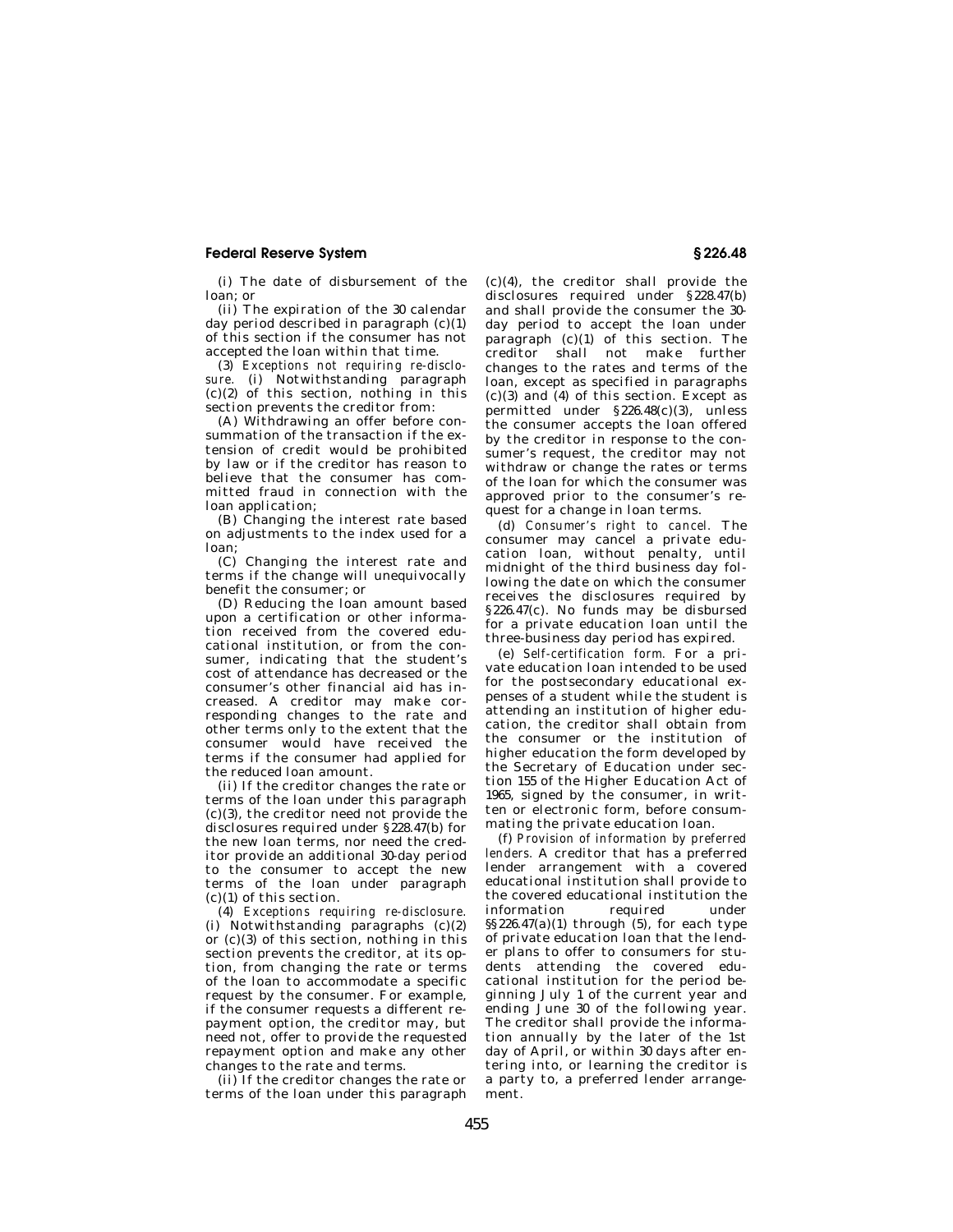(i) The date of disbursement of the loan; or

(ii) The expiration of the 30 calendar day period described in paragraph (c)(1) of this section if the consumer has not accepted the loan within that time.

(3) *Exceptions not requiring re-disclosure.* (i) Notwithstanding paragraph (c)(2) of this section, nothing in this section prevents the creditor from:

(A) Withdrawing an offer before consummation of the transaction if the extension of credit would be prohibited by law or if the creditor has reason to believe that the consumer has committed fraud in connection with the loan application;

(B) Changing the interest rate based on adjustments to the index used for a loan;

(C) Changing the interest rate and terms if the change will unequivocally benefit the consumer; or

(D) Reducing the loan amount based upon a certification or other information received from the covered educational institution, or from the consumer, indicating that the student's cost of attendance has decreased or the consumer's other financial aid has increased. A creditor may make corresponding changes to the rate and other terms only to the extent that the consumer would have received the terms if the consumer had applied for the reduced loan amount.

(ii) If the creditor changes the rate or terms of the loan under this paragraph (c)(3), the creditor need not provide the disclosures required under §228.47(b) for the new loan terms, nor need the creditor provide an additional 30-day period to the consumer to accept the new terms of the loan under paragraph (c)(1) of this section.

(4) *Exceptions requiring re-disclosure.* (i) Notwithstanding paragraphs (c)(2) or (c)(3) of this section, nothing in this section prevents the creditor, at its option, from changing the rate or terms of the loan to accommodate a specific request by the consumer. For example, if the consumer requests a different repayment option, the creditor may, but need not, offer to provide the requested repayment option and make any other changes to the rate and terms.

(ii) If the creditor changes the rate or terms of the loan under this paragraph (c)(4), the creditor shall provide the disclosures required under §228.47(b) and shall provide the consumer the 30-day period to accept the loan under paragraph (c)(1) of this section. The creditor shall not make further changes to the rates and terms of the loan, except as specified in paragraphs (c)(3) and (4) of this section. Except as permitted under §226.48(c)(3), unless the consumer accepts the loan offered by the creditor in response to the consumer's request, the creditor may not withdraw or change the rates or terms of the loan for which the consumer was approved prior to the consumer's request for a change in loan terms.

(d) *Consumer's right to cancel.* The consumer may cancel a private education loan, without penalty, until midnight of the third business day following the date on which the consumer receives the disclosures required by §226.47(c). No funds may be disbursed for a private education loan until the three-business day period has expired.

(e) *Self-certification form.* For a private education loan intended to be used for the postsecondary educational expenses of a student while the student is attending an institution of higher education, the creditor shall obtain from the consumer or the institution of higher education the form developed by the Secretary of Education under section 155 of the Higher Education Act of 1965, signed by the consumer, in written or electronic form, before consummating the private education loan.

(f) *Provision of information by preferred lenders.* A creditor that has a preferred lender arrangement with a covered educational institution shall provide to the covered educational institution the information required under §§226.47(a)(1) through (5), for each type of private education loan that the lender plans to offer to consumers for students attending the covered educational institution for the period beginning July 1 of the current year and ending June 30 of the following year. The creditor shall provide the information annually by the later of the 1st day of April, or within 30 days after entering into, or learning the creditor is a party to, a preferred lender arrangement.